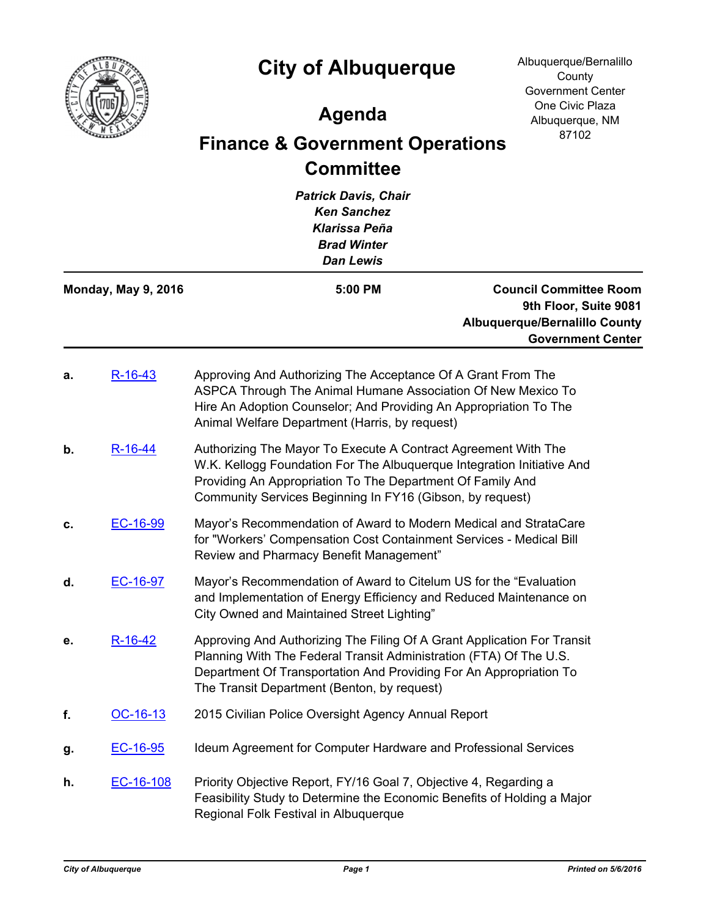# City of Albuquerque

Albuquerque/Bernalillo County Government Center
One Civic Plaza
Albuquerque, NM 87102

## Agenda

## Finance & Government Operations Committee

***Patrick Davis, Chair***
***Ken Sanchez***
***Klarissa Peña***
***Brad Winter***
***Dan Lewis***

**Monday, May 9, 2016** | **5:00 PM** | **Council Committee Room 9th Floor, Suite 9081 Albuquerque/Bernalillo County Government Center**

---

**a.** [R-16-43] Approving And Authorizing The Acceptance Of A Grant From The ASPCA Through The Animal Humane Association Of New Mexico To Hire An Adoption Counselor; And Providing An Appropriation To The Animal Welfare Department (Harris, by request)

**b.** [R-16-44] Authorizing The Mayor To Execute A Contract Agreement With The W.K. Kellogg Foundation For The Albuquerque Integration Initiative And Providing An Appropriation To The Department Of Family And Community Services Beginning In FY16 (Gibson, by request)

**c.** [EC-16-99] Mayor's Recommendation of Award to Modern Medical and StrataCare for "Workers' Compensation Cost Containment Services - Medical Bill Review and Pharmacy Benefit Management"

**d.** [EC-16-97] Mayor's Recommendation of Award to Citelum US for the "Evaluation and Implementation of Energy Efficiency and Reduced Maintenance on City Owned and Maintained Street Lighting"

**e.** [R-16-42] Approving And Authorizing The Filing Of A Grant Application For Transit Planning With The Federal Transit Administration (FTA) Of The U.S. Department Of Transportation And Providing For An Appropriation To The Transit Department (Benton, by request)

**f.** [OC-16-13] 2015 Civilian Police Oversight Agency Annual Report

**g.** [EC-16-95] Ideum Agreement for Computer Hardware and Professional Services

**h.** [EC-16-108] Priority Objective Report, FY/16 Goal 7, Objective 4, Regarding a Feasibility Study to Determine the Economic Benefits of Holding a Major Regional Folk Festival in Albuquerque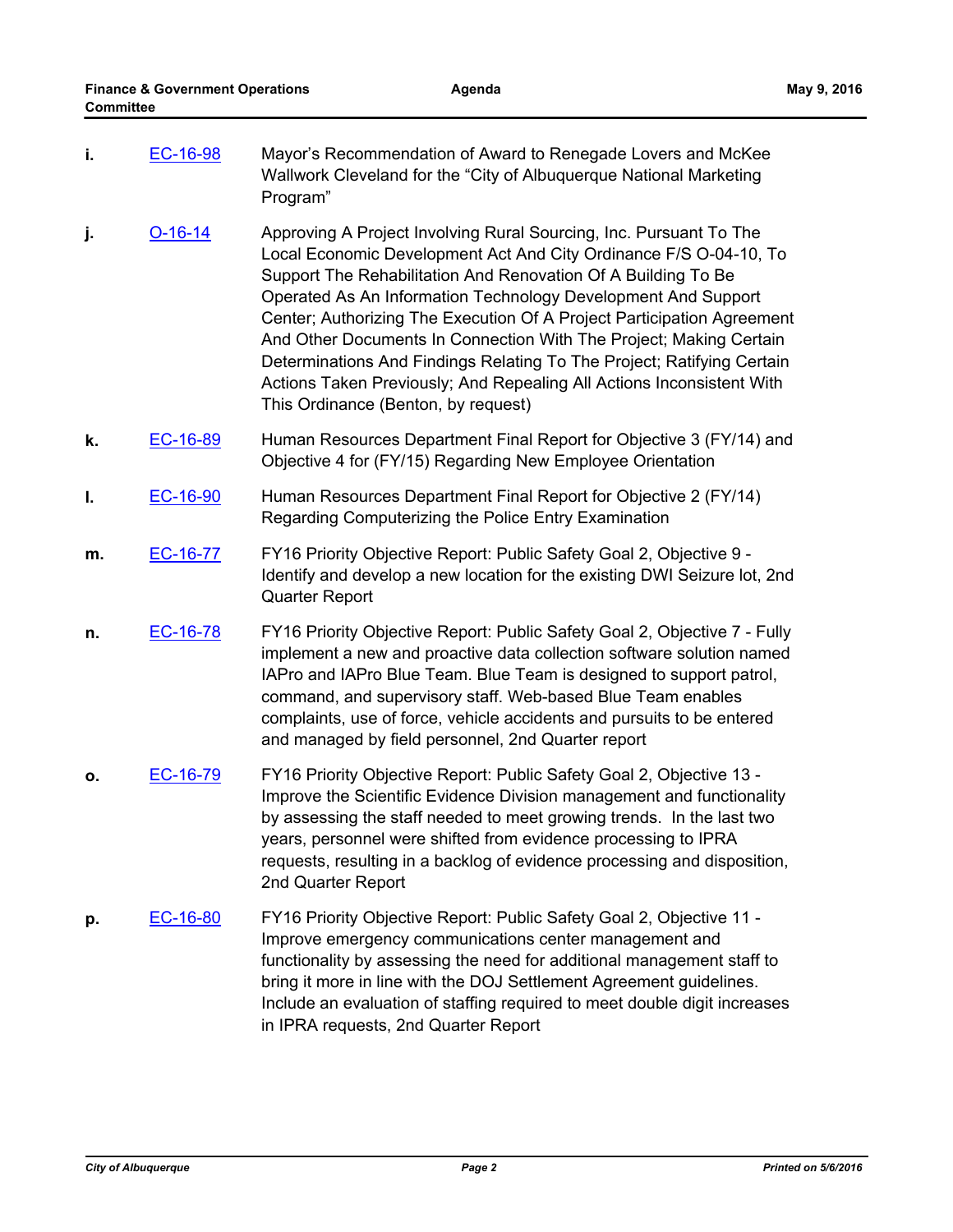i. EC-16-98 Mayor's Recommendation of Award to Renegade Lovers and McKee Wallwork Cleveland for the "City of Albuquerque National Marketing Program"

j. O-16-14 Approving A Project Involving Rural Sourcing, Inc. Pursuant To The Local Economic Development Act And City Ordinance F/S O-04-10, To Support The Rehabilitation And Renovation Of A Building To Be Operated As An Information Technology Development And Support Center; Authorizing The Execution Of A Project Participation Agreement And Other Documents In Connection With The Project; Making Certain Determinations And Findings Relating To The Project; Ratifying Certain Actions Taken Previously; And Repealing All Actions Inconsistent With This Ordinance (Benton, by request)

k. EC-16-89 Human Resources Department Final Report for Objective 3 (FY/14) and Objective 4 for (FY/15) Regarding New Employee Orientation

l. EC-16-90 Human Resources Department Final Report for Objective 2 (FY/14) Regarding Computerizing the Police Entry Examination

m. EC-16-77 FY16 Priority Objective Report: Public Safety Goal 2, Objective 9 - Identify and develop a new location for the existing DWI Seizure lot, 2nd Quarter Report

n. EC-16-78 FY16 Priority Objective Report: Public Safety Goal 2, Objective 7 - Fully implement a new and proactive data collection software solution named IAPro and IAPro Blue Team. Blue Team is designed to support patrol, command, and supervisory staff. Web-based Blue Team enables complaints, use of force, vehicle accidents and pursuits to be entered and managed by field personnel, 2nd Quarter report

o. EC-16-79 FY16 Priority Objective Report: Public Safety Goal 2, Objective 13 - Improve the Scientific Evidence Division management and functionality by assessing the staff needed to meet growing trends. In the last two years, personnel were shifted from evidence processing to IPRA requests, resulting in a backlog of evidence processing and disposition, 2nd Quarter Report

p. EC-16-80 FY16 Priority Objective Report: Public Safety Goal 2, Objective 11 - Improve emergency communications center management and functionality by assessing the need for additional management staff to bring it more in line with the DOJ Settlement Agreement guidelines. Include an evaluation of staffing required to meet double digit increases in IPRA requests, 2nd Quarter Report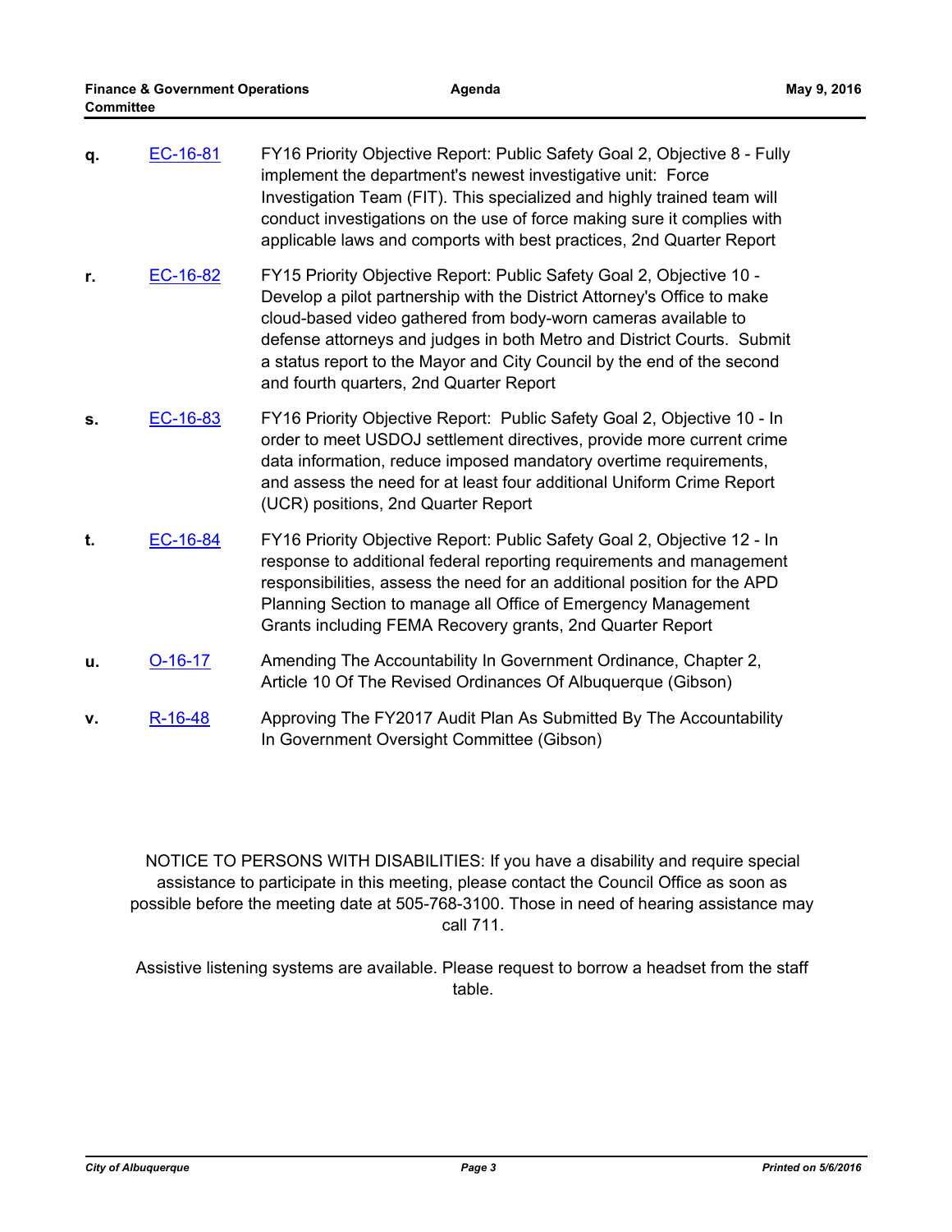q. EC-16-81 FY16 Priority Objective Report: Public Safety Goal 2, Objective 8 - Fully implement the department's newest investigative unit: Force Investigation Team (FIT). This specialized and highly trained team will conduct investigations on the use of force making sure it complies with applicable laws and comports with best practices, 2nd Quarter Report

r. EC-16-82 FY15 Priority Objective Report: Public Safety Goal 2, Objective 10 - Develop a pilot partnership with the District Attorney's Office to make cloud-based video gathered from body-worn cameras available to defense attorneys and judges in both Metro and District Courts. Submit a status report to the Mayor and City Council by the end of the second and fourth quarters, 2nd Quarter Report

s. EC-16-83 FY16 Priority Objective Report: Public Safety Goal 2, Objective 10 - In order to meet USDOJ settlement directives, provide more current crime data information, reduce imposed mandatory overtime requirements, and assess the need for at least four additional Uniform Crime Report (UCR) positions, 2nd Quarter Report

t. EC-16-84 FY16 Priority Objective Report: Public Safety Goal 2, Objective 12 - In response to additional federal reporting requirements and management responsibilities, assess the need for an additional position for the APD Planning Section to manage all Office of Emergency Management Grants including FEMA Recovery grants, 2nd Quarter Report

u. O-16-17 Amending The Accountability In Government Ordinance, Chapter 2, Article 10 Of The Revised Ordinances Of Albuquerque (Gibson)

v. R-16-48 Approving The FY2017 Audit Plan As Submitted By The Accountability In Government Oversight Committee (Gibson)

NOTICE TO PERSONS WITH DISABILITIES: If you have a disability and require special assistance to participate in this meeting, please contact the Council Office as soon as possible before the meeting date at 505-768-3100. Those in need of hearing assistance may call 711.

Assistive listening systems are available. Please request to borrow a headset from the staff table.